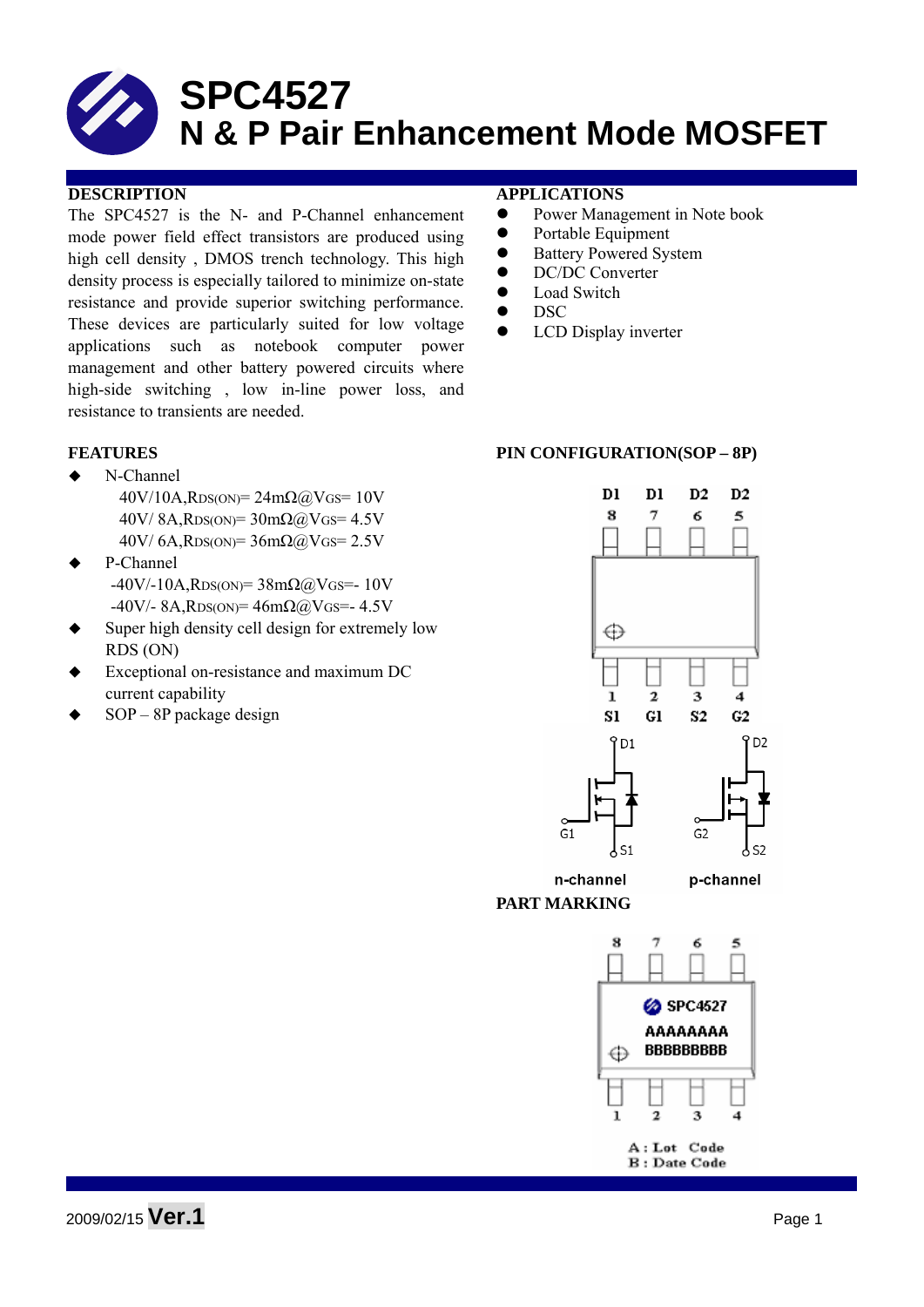# SPC4527
## N & P Pair Enhancement Mode MOSFET

### DESCRIPTION

The SPC4527 is the N- and P-Channel enhancement mode power field effect transistors are produced using high cell density , DMOS trench technology. This high density process is especially tailored to minimize on-state resistance and provide superior switching performance. These devices are particularly suited for low voltage applications such as notebook computer power management and other battery powered circuits where high-side switching , low in-line power loss, and resistance to transients are needed.

### APPLICATIONS

- Power Management in Note book
- Portable Equipment
- Battery Powered System
- DC/DC Converter
- Load Switch
- DSC
- LCD Display inverter

### FEATURES

- N-Channel
  - 40V/10A,$R_{DS(ON)}$= 24mΩ@$V_{GS}$= 10V
  - 40V/ 8A,$R_{DS(ON)}$= 30mΩ@$V_{GS}$= 4.5V
  - 40V/ 6A,$R_{DS(ON)}$= 36mΩ@$V_{GS}$= 2.5V
- P-Channel
  - -40V/-10A,$R_{DS(ON)}$= 38mΩ@$V_{GS}$=- 10V
  - -40V/- 8A,$R_{DS(ON)}$= 46mΩ@$V_{GS}$=- 4.5V
- Super high density cell design for extremely low RDS (ON)
- Exceptional on-resistance and maximum DC current capability
- SOP – 8P package design

### PIN CONFIGURATION(SOP – 8P)

D1 D1 D2 D2
8 7 6 5

1 2 3 4
S1 G1 S2 G2

D1 G1 S1 D2 G2 S2

n-channel p-channel

### PART MARKING

8 7 6 5

SPC4527
AAAAAAAA
BBBBBBBBB

1 2 3 4

A : Lot Code
B : Date Code

2009/02/15 **Ver.1**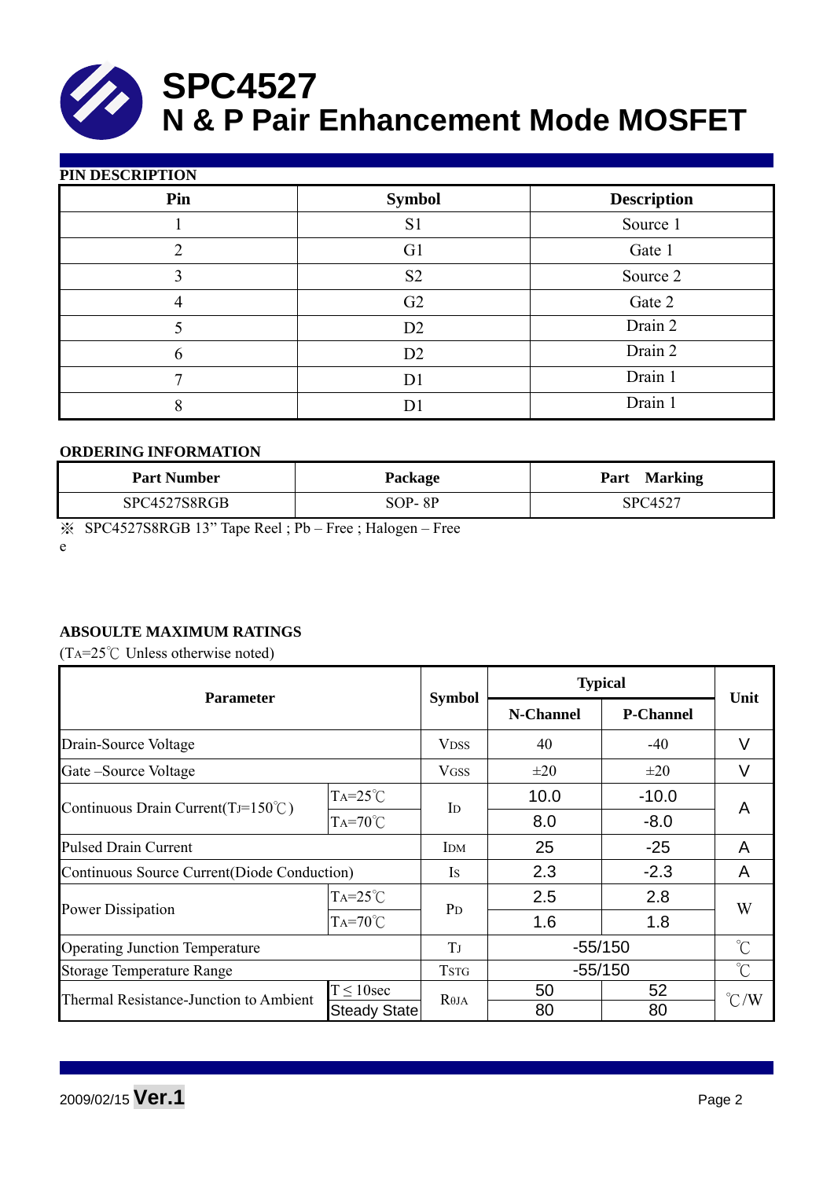# SPC4527
# N & P Pair Enhancement Mode MOSFET

## PIN DESCRIPTION

| Pin | Symbol | Description |
|---|---|---|
| 1 | S1 | Source 1 |
| 2 | G1 | Gate 1 |
| 3 | S2 | Source 2 |
| 4 | G2 | Gate 2 |
| 5 | D2 | Drain 2 |
| 6 | D2 | Drain 2 |
| 7 | D1 | Drain 1 |
| 8 | D1 | Drain 1 |

## ORDERING INFORMATION

| Part Number | Package | Part Marking |
|---|---|---|
| SPC4527S8RGB | SOP- 8P | SPC4527 |

※ SPC4527S8RGB 13" Tape Reel ; Pb – Free ; Halogen – Free
e

## ABSOULTE MAXIMUM RATINGS

($T_A$=25℃ Unless otherwise noted)

| Parameter | | Symbol | Typical | | Unit |
|---|---|---|---|---|---|
| | | | N-Channel | P-Channel | |
| Drain-Source Voltage | | $V_{DSS}$ | 40 | -40 | V |
| Gate –Source Voltage | | $V_{GSS}$ | ±20 | ±20 | V |
| Continuous Drain Current($T_J$=150℃) | $T_A$=25℃ | $I_D$ | 10.0 | -10.0 | A |
| | $T_A$=70℃ | | 8.0 | -8.0 | |
| Pulsed Drain Current | | $I_{DM}$ | 25 | -25 | A |
| Continuous Source Current(Diode Conduction) | | $I_S$ | 2.3 | -2.3 | A |
| Power Dissipation | $T_A$=25℃ | $P_D$ | 2.5 | 2.8 | W |
| | $T_A$=70℃ | | 1.6 | 1.8 | |
| Operating Junction Temperature | | $T_J$ | -55/150 | | ℃ |
| Storage Temperature Range | | $T_{STG}$ | -55/150 | | ℃ |
| Thermal Resistance-Junction to Ambient | T ≤ 10sec | $R_{\theta JA}$ | 50 | 52 | ℃/W |
| | Steady State | | 80 | 80 | |

2009/02/15 **Ver.1**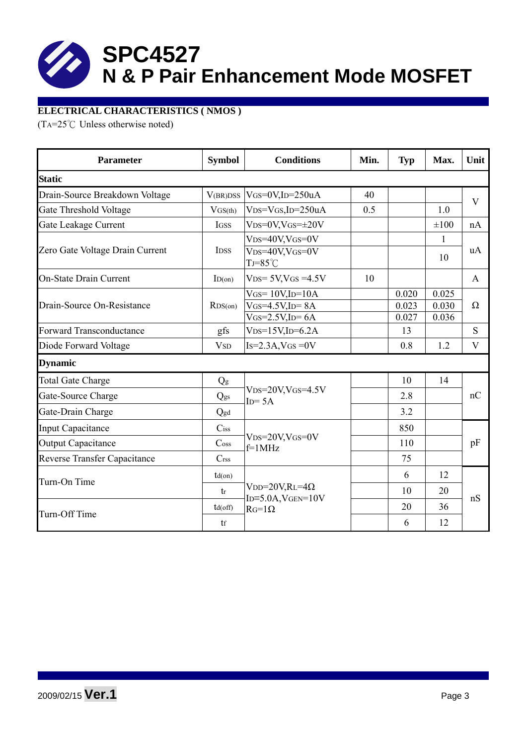# SPC4527
## N & P Pair Enhancement Mode MOSFET

**ELECTRICAL CHARACTERISTICS ( NMOS )**

($T_A$=25℃ Unless otherwise noted)

| Parameter | Symbol | Conditions | Min. | Typ | Max. | Unit |
|---|---|---|---|---|---|---|
| **Static** | | | | | | |
| Drain-Source Breakdown Voltage | $V_{(BR)DSS}$ | $V_{GS}$=0V,$I_D$=250uA | 40 | | | V |
| Gate Threshold Voltage | $V_{GS(th)}$ | $V_{DS}$=$V_{GS}$,$I_D$=250uA | 0.5 | | 1.0 | V |
| Gate Leakage Current | $I_{GSS}$ | $V_{DS}$=0V,$V_{GS}$=±20V | | | ±100 | nA |
| Zero Gate Voltage Drain Current | $I_{DSS}$ | $V_{DS}$=40V,$V_{GS}$=0V | | | 1 | uA |
| | | $V_{DS}$=40V,$V_{GS}$=0V $T_J$=85℃ | | | 10 | uA |
| On-State Drain Current | $I_{D(on)}$ | $V_{DS}$= 5V,$V_{GS}$ =4.5V | 10 | | | A |
| Drain-Source On-Resistance | $R_{DS(on)}$ | $V_{GS}$= 10V,$I_D$=10A | | 0.020 | 0.025 | Ω |
| | | $V_{GS}$=4.5V,$I_D$= 8A | | 0.023 | 0.030 | Ω |
| | | $V_{GS}$=2.5V,$I_D$= 6A | | 0.027 | 0.036 | Ω |
| Forward Transconductance | gfs | $V_{DS}$=15V,$I_D$=6.2A | | 13 | | S |
| Diode Forward Voltage | $V_{SD}$ | $I_S$=2.3A,$V_{GS}$ =0V | | 0.8 | 1.2 | V |
| **Dynamic** | | | | | | |
| Total Gate Charge | $Q_g$ | $V_{DS}$=20V,$V_{GS}$=4.5V $I_D$= 5A | | 10 | 14 | nC |
| Gate-Source Charge | $Q_{gs}$ | | | 2.8 | | nC |
| Gate-Drain Charge | $Q_{gd}$ | | | 3.2 | | nC |
| Input Capacitance | $C_{iss}$ | $V_{DS}$=20V,$V_{GS}$=0V f=1MHz | | 850 | | pF |
| Output Capacitance | $C_{oss}$ | | | 110 | | pF |
| Reverse Transfer Capacitance | $C_{rss}$ | | | 75 | | pF |
| Turn-On Time | $t_{d(on)}$ | $V_{DD}$=20V,$R_L$=4Ω $I_D$=5.0A,$V_{GEN}$=10V $R_G$=1Ω | | 6 | 12 | nS |
| | $t_r$ | | | 10 | 20 | nS |
| Turn-Off Time | $t_{d(off)}$ | | | 20 | 36 | nS |
| | $t_f$ | | | 6 | 12 | nS |

2009/02/15 **Ver.1**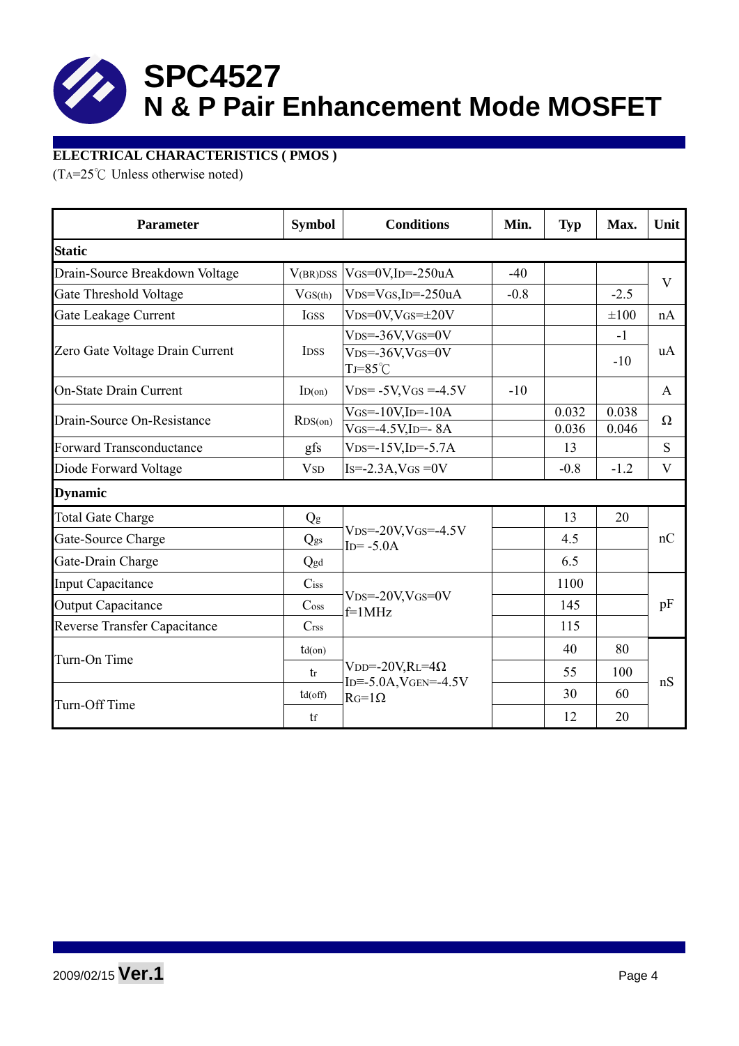# SPC4527
## N & P Pair Enhancement Mode MOSFET

**ELECTRICAL CHARACTERISTICS ( PMOS )**

($T_A$=25℃ Unless otherwise noted)

| Parameter | Symbol | Conditions | Min. | Typ | Max. | Unit |
|---|---|---|---|---|---|---|
| **Static** | | | | | | |
| Drain-Source Breakdown Voltage | $V_{(BR)DSS}$ | $V_{GS}$=0V,$I_D$=-250uA | -40 | | | V |
| Gate Threshold Voltage | $V_{GS(th)}$ | $V_{DS}$=$V_{GS}$,$I_D$=-250uA | -0.8 | | -2.5 | V |
| Gate Leakage Current | $I_{GSS}$ | $V_{DS}$=0V,$V_{GS}$=±20V | | | ±100 | nA |
| Zero Gate Voltage Drain Current | $I_{DSS}$ | $V_{DS}$=-36V,$V_{GS}$=0V | | | -1 | uA |
| | | $V_{DS}$=-36V,$V_{GS}$=0V $T_J$=85℃ | | | -10 | uA |
| On-State Drain Current | $I_{D(on)}$ | $V_{DS}$= -5V,$V_{GS}$ =-4.5V | -10 | | | A |
| Drain-Source On-Resistance | $R_{DS(on)}$ | $V_{GS}$=-10V,$I_D$=-10A | | 0.032 | 0.038 | Ω |
| | | $V_{GS}$=-4.5V,$I_D$=- 8A | | 0.036 | 0.046 | Ω |
| Forward Transconductance | gfs | $V_{DS}$=-15V,$I_D$=-5.7A | | 13 | | S |
| Diode Forward Voltage | $V_{SD}$ | $I_S$=-2.3A,$V_{GS}$ =0V | | -0.8 | -1.2 | V |
| **Dynamic** | | | | | | |
| Total Gate Charge | $Q_g$ | $V_{DS}$=-20V,$V_{GS}$=-4.5V $I_D$= -5.0A | | 13 | 20 | nC |
| Gate-Source Charge | $Q_{gs}$ | | | 4.5 | | nC |
| Gate-Drain Charge | $Q_{gd}$ | | | 6.5 | | nC |
| Input Capacitance | $C_{iss}$ | $V_{DS}$=-20V,$V_{GS}$=0V f=1MHz | | 1100 | | pF |
| Output Capacitance | $C_{oss}$ | | | 145 | | pF |
| Reverse Transfer Capacitance | $C_{rss}$ | | | 115 | | pF |
| Turn-On Time | $t_{d(on)}$ | $V_{DD}$=-20V,$R_L$=4Ω $I_D$=-5.0A,$V_{GEN}$=-4.5V $R_G$=1Ω | | 40 | 80 | nS |
| | $t_r$ | | | 55 | 100 | nS |
| Turn-Off Time | $t_{d(off)}$ | | | 30 | 60 | nS |
| | $t_f$ | | | 12 | 20 | nS |

2009/02/15 **Ver.1**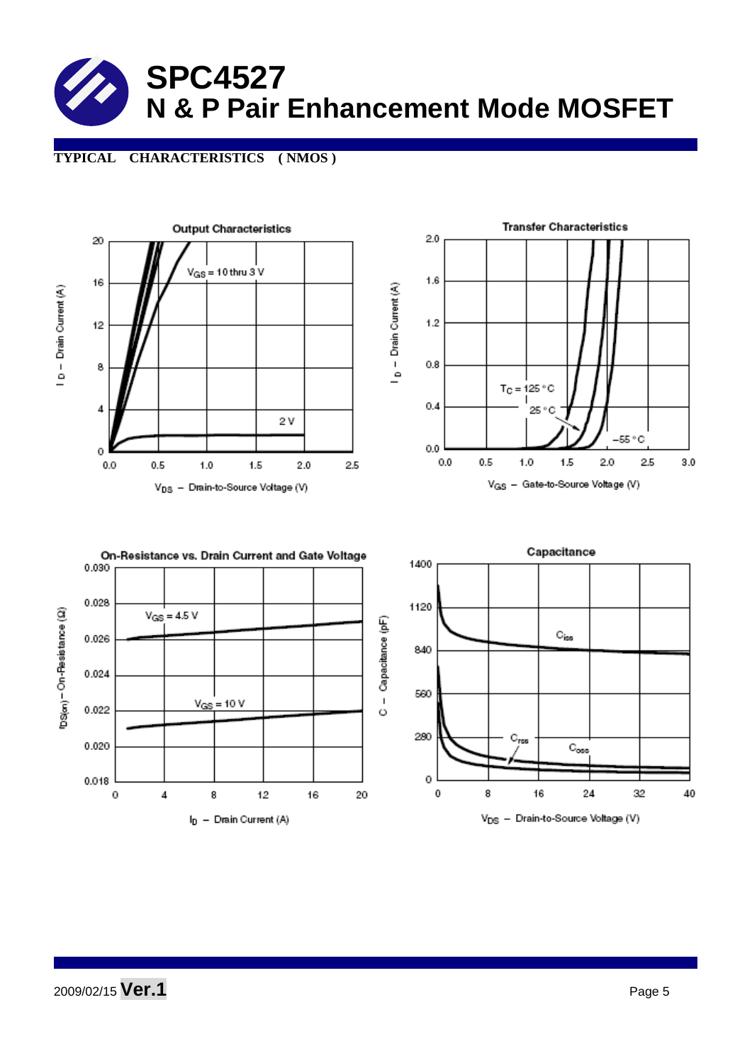# SPC4527

## N & P Pair Enhancement Mode MOSFET

**TYPICAL CHARACTERISTICS ( NMOS )**

**Output Characteristics**

$V_{GS}$ = 10 thru 3 V

2 V

$I_D$ – Drain Current (A)

$V_{DS}$ – Drain-to-Source Voltage (V)

**Transfer Characteristics**

$T_C$ = 125 °C

25 °C

–55 °C

$I_D$ – Drain Current (A)

$V_{GS}$ – Gate-to-Source Voltage (V)

**On-Resistance vs. Drain Current and Gate Voltage**

$V_{GS}$ = 4.5 V

$V_{GS}$ = 10 V

$r_{DS(on)}$ – On-Resistance (Ω)

$I_D$ – Drain Current (A)

**Capacitance**

$C_{iss}$

$C_{rss}$

$C_{oss}$

C – Capacitance (pF)

$V_{DS}$ – Drain-to-Source Voltage (V)

2009/02/15 **Ver.1**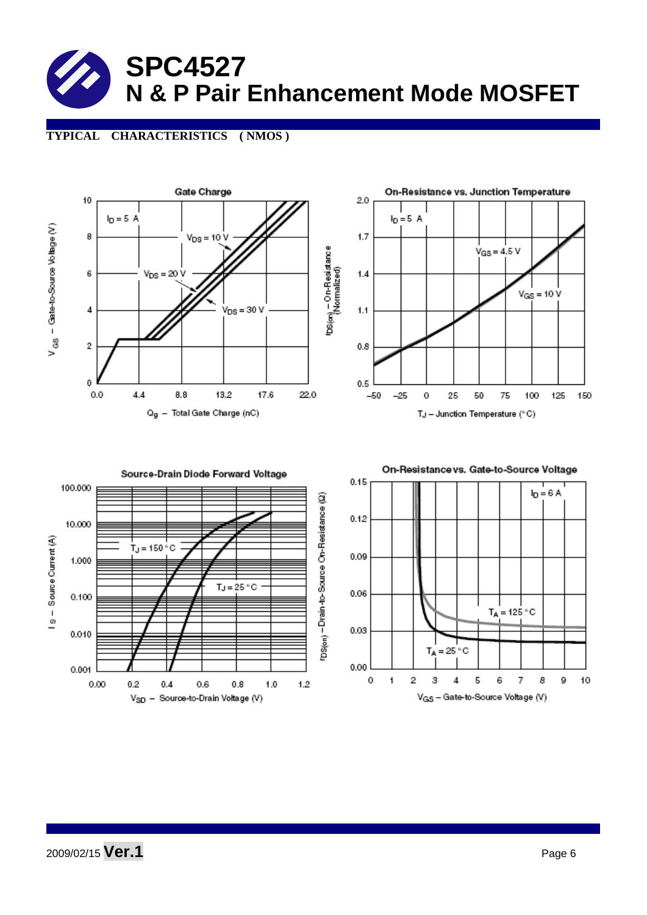# SPC4527

## N & P Pair Enhancement Mode MOSFET

**TYPICAL CHARACTERISTICS ( NMOS )**

**Gate Charge**

$I_D = 5$ A

$V_{DS} = 10$ V

$V_{DS} = 20$ V

$V_{DS} = 30$ V

$V_{GS}$ – Gate-to-Source Voltage (V)

$Q_g$ – Total Gate Charge (nC)

**On-Resistance vs. Junction Temperature**

$I_D = 5$ A

$V_{GS} = 4.5$ V

$V_{GS} = 10$ V

$r_{DS(on)}$ – On-Resistance (Normalized)

$T_J$ – Junction Temperature (°C)

**Source-Drain Diode Forward Voltage**

$T_J = 150$ °C

$T_J = 25$ °C

$I_S$ – Source Current (A)

$V_{SD}$ – Source-to-Drain Voltage (V)

**On-Resistance vs. Gate-to-Source Voltage**

$I_D = 6$ A

$T_A = 125$ °C

$T_A = 25$ °C

$r_{DS(on)}$ – Drain-to-Source On-Resistance (Ω)

$V_{GS}$ – Gate-to-Source Voltage (V)

2009/02/15 **Ver.1**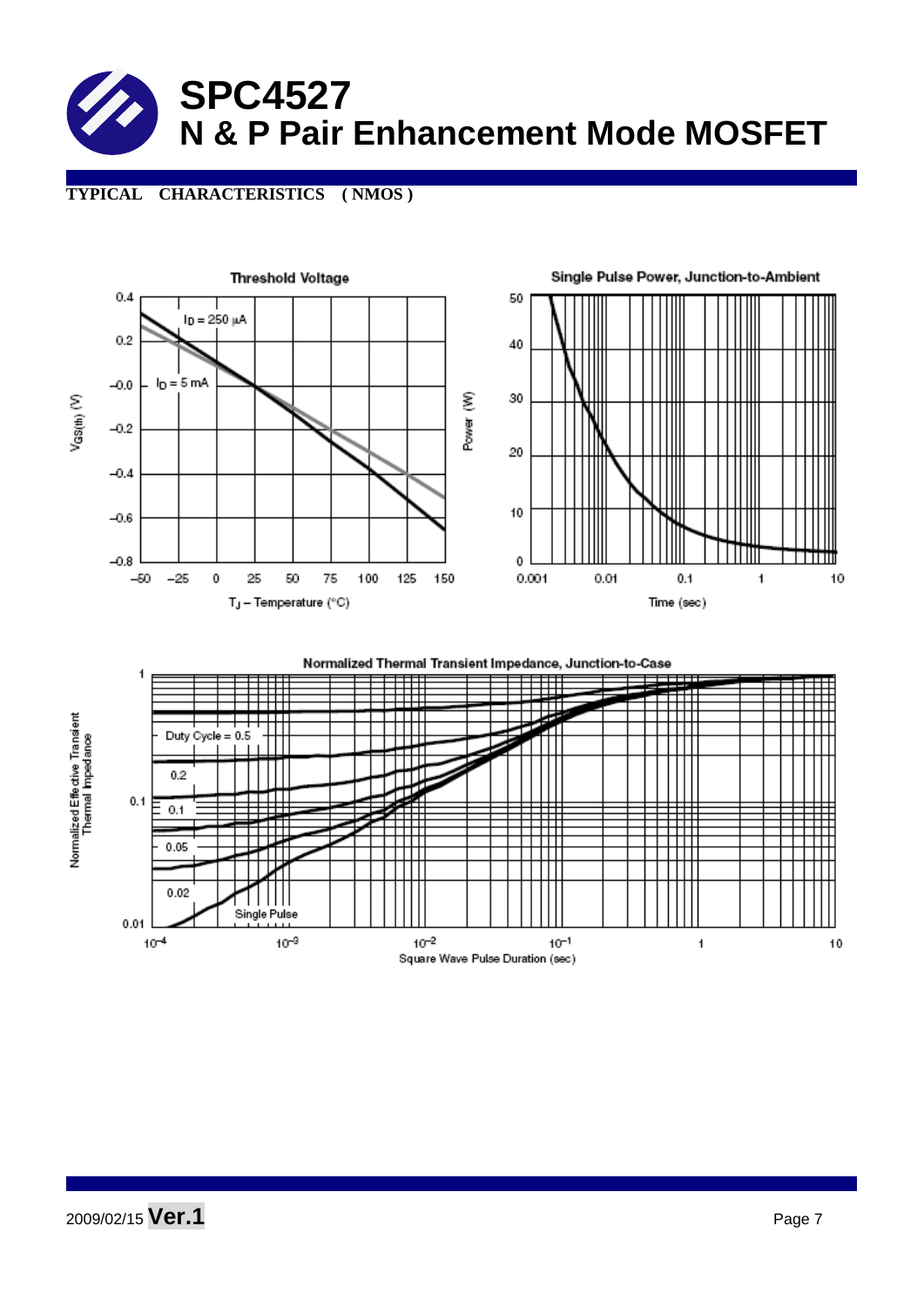# SPC4527
## N & P Pair Enhancement Mode MOSFET

**TYPICAL CHARACTERISTICS ( NMOS )**

Threshold Voltage

$V_{GS(th)}$ (V) vs. $T_J$ – Temperature (°C)

$I_D$ = 250 µA

$I_D$ = 5 mA

Single Pulse Power, Junction-to-Ambient

Power (W) vs. Time (sec)

Normalized Thermal Transient Impedance, Junction-to-Case

Normalized Effective Transient Thermal Impedance vs. Square Wave Pulse Duration (sec)

Duty Cycle = 0.5

0.2

0.1

0.05

0.02

Single Pulse

2009/02/15 **Ver.1**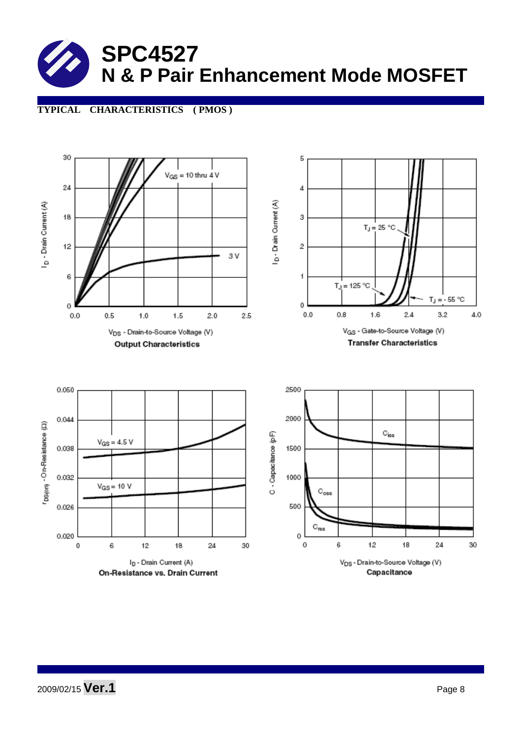# SPC4527
## N & P Pair Enhancement Mode MOSFET

**TYPICAL CHARACTERISTICS ( PMOS )**

$V_{GS}$ = 10 thru 4 V

3 V

$I_D$ - Drain Current (A)

$V_{DS}$ - Drain-to-Source Voltage (V)

**Output Characteristics**

$T_J$ = 25 °C

$T_J$ = 125 °C

$T_J$ = - 55 °C

$I_D$ - Drain Current (A)

$V_{GS}$ - Gate-to-Source Voltage (V)

**Transfer Characteristics**

$V_{GS}$ = 4.5 V

$V_{GS}$ = 10 V

$r_{DS(on)}$ - On-Resistance (Ω)

$I_D$ - Drain Current (A)

**On-Resistance vs. Drain Current**

$C_{iss}$

$C_{oss}$

$C_{rss}$

C - Capacitance (pF)

$V_{DS}$ - Drain-to-Source Voltage (V)

**Capacitance**

2009/02/15 **Ver.1**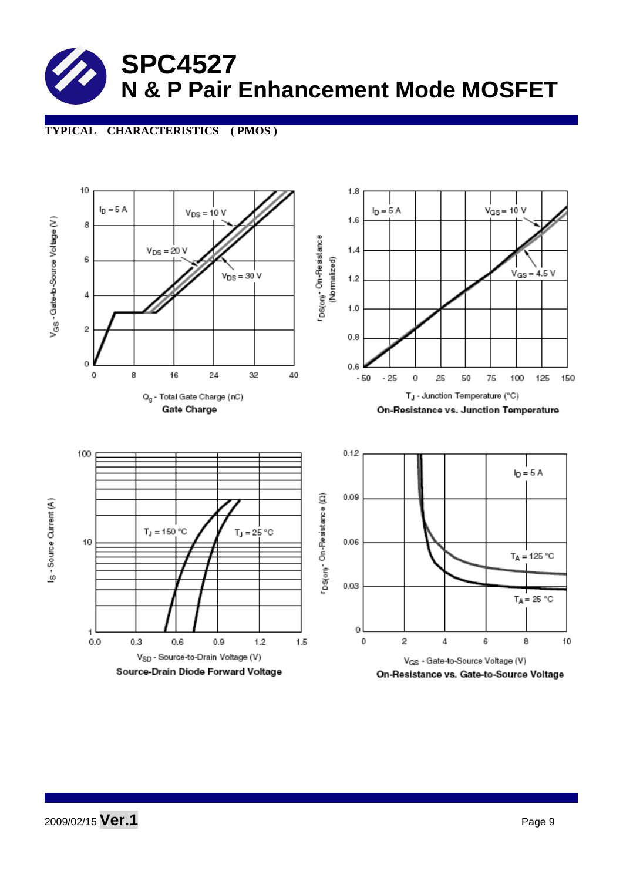# SPC4527

## N & P Pair Enhancement Mode MOSFET

**TYPICAL CHARACTERISTICS ( PMOS )**

$I_D = 5$ A

$V_{DS} = 10$ V

$V_{DS} = 20$ V

$V_{DS} = 30$ V

$V_{GS}$ - Gate-to-Source Voltage (V)

$Q_g$ - Total Gate Charge (nC)

**Gate Charge**

$I_D = 5$ A

$V_{GS} = 10$ V

$V_{GS} = 4.5$ V

$r_{DS(on)}$ - On-Resistance (Normalized)

$T_J$ - Junction Temperature (°C)

**On-Resistance vs. Junction Temperature**

$T_J = 150$ °C

$T_J = 25$ °C

$I_S$ - Source Current (A)

$V_{SD}$ - Source-to-Drain Voltage (V)

**Source-Drain Diode Forward Voltage**

$I_D = 5$ A

$T_A = 125$ °C

$T_A = 25$ °C

$r_{DS(on)}$ - On-Resistance (Ω)

$V_{GS}$ - Gate-to-Source Voltage (V)

**On-Resistance vs. Gate-to-Source Voltage**

2009/02/15 **Ver.1**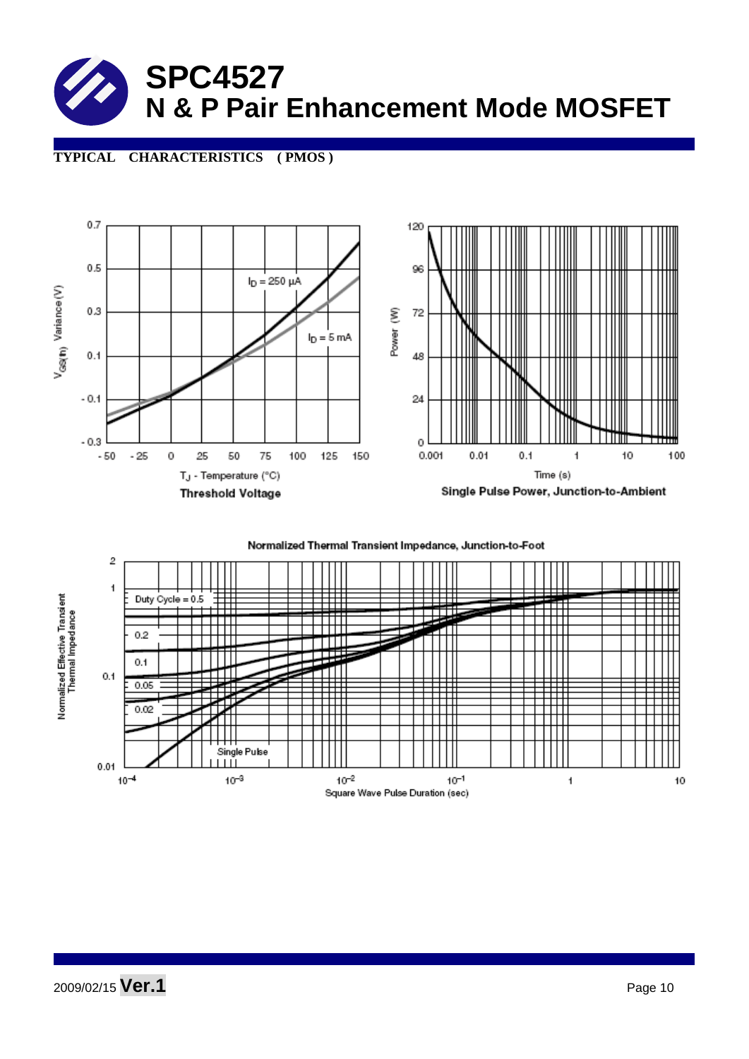# SPC4527

## N & P Pair Enhancement Mode MOSFET

**TYPICAL CHARACTERISTICS ( PMOS )**

$I_D = 250\ \mu A$

$I_D = 5\ mA$

$V_{GS(th)}$ Variance (V)

$T_J$ - Temperature (°C)

**Threshold Voltage**

Power (W)

Time (s)

**Single Pulse Power, Junction-to-Ambient**

**Normalized Thermal Transient Impedance, Junction-to-Foot**

Duty Cycle = 0.5

0.2

0.1

0.05

0.02

Single Pulse

Normalized Effective Transient Thermal Impedance

Square Wave Pulse Duration (sec)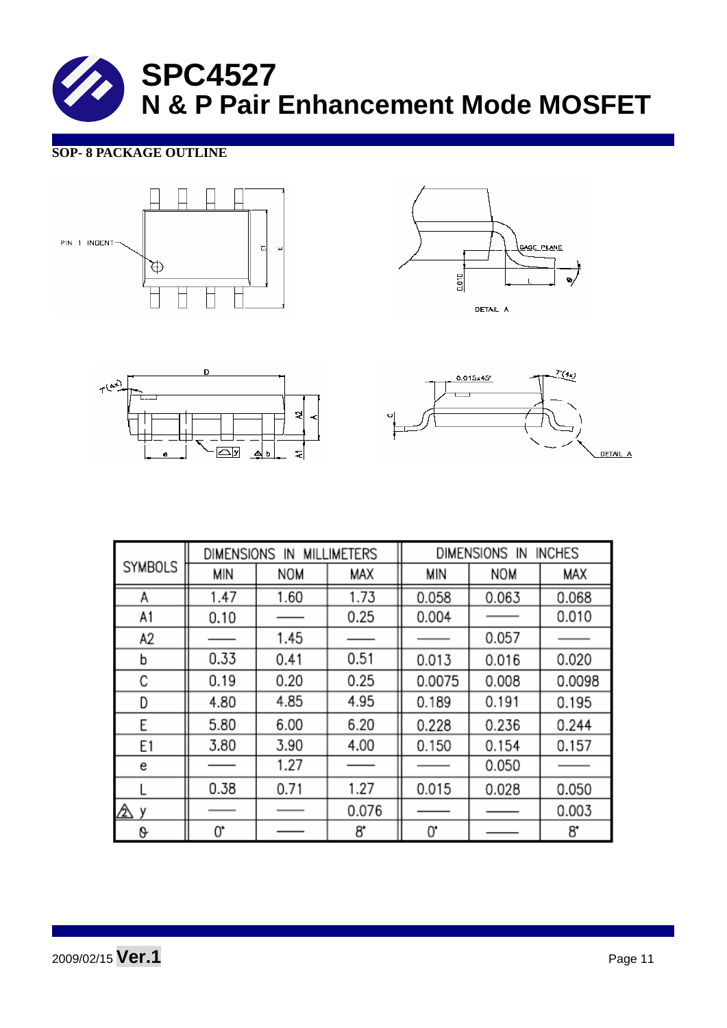# SPC4527
## N & P Pair Enhancement Mode MOSFET

**SOP- 8 PACKAGE OUTLINE**

| SYMBOLS | DIMENSIONS IN MILLIMETERS | | | DIMENSIONS IN INCHES | | |
|---|---|---|---|---|---|---|
| | MIN | NOM | MAX | MIN | NOM | MAX |
| A | 1.47 | 1.60 | 1.73 | 0.058 | 0.063 | 0.068 |
| A1 | 0.10 | —— | 0.25 | 0.004 | —— | 0.010 |
| A2 | —— | 1.45 | —— | —— | 0.057 | —— |
| b | 0.33 | 0.41 | 0.51 | 0.013 | 0.016 | 0.020 |
| C | 0.19 | 0.20 | 0.25 | 0.0075 | 0.008 | 0.0098 |
| D | 4.80 | 4.85 | 4.95 | 0.189 | 0.191 | 0.195 |
| E | 5.80 | 6.00 | 6.20 | 0.228 | 0.236 | 0.244 |
| E1 | 3.80 | 3.90 | 4.00 | 0.150 | 0.154 | 0.157 |
| e | —— | 1.27 | —— | —— | 0.050 | —— |
| L | 0.38 | 0.71 | 1.27 | 0.015 | 0.028 | 0.050 |
| ⚠2 y | —— | —— | 0.076 | —— | —— | 0.003 |
| θ | 0° | —— | 8° | 0° | —— | 8° |

2009/02/15 **Ver.1**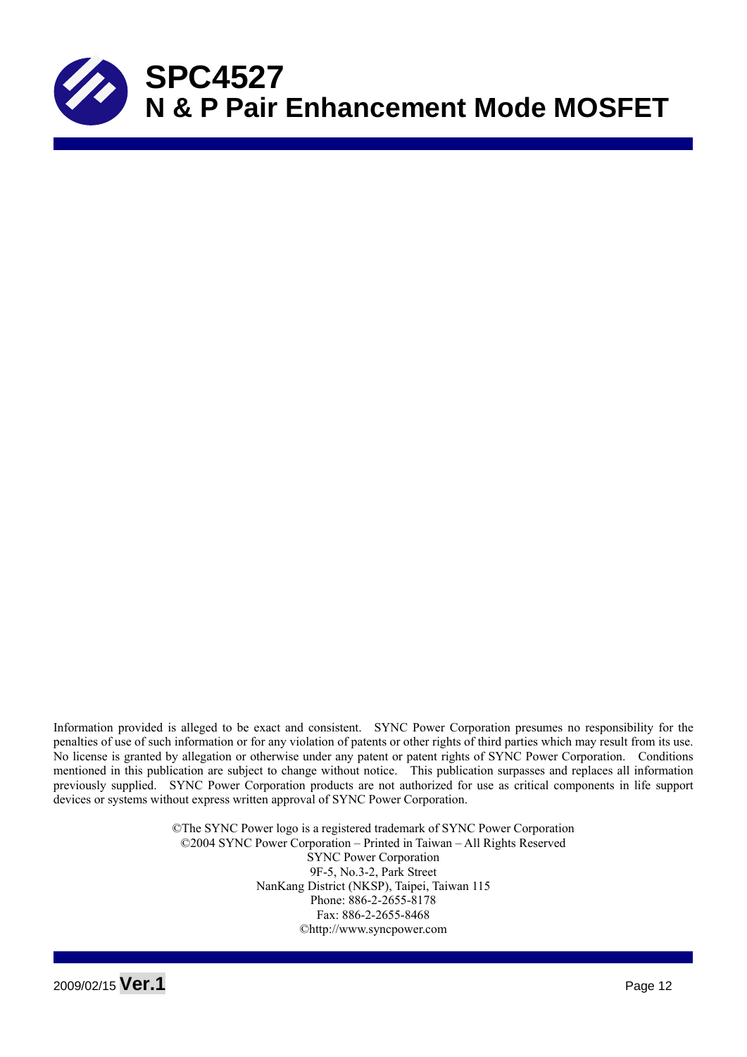Information provided is alleged to be exact and consistent. SYNC Power Corporation presumes no responsibility for the penalties of use of such information or for any violation of patents or other rights of third parties which may result from its use. No license is granted by allegation or otherwise under any patent or patent rights of SYNC Power Corporation. Conditions mentioned in this publication are subject to change without notice. This publication surpasses and replaces all information previously supplied. SYNC Power Corporation products are not authorized for use as critical components in life support devices or systems without express written approval of SYNC Power Corporation.

©The SYNC Power logo is a registered trademark of SYNC Power Corporation
©2004 SYNC Power Corporation – Printed in Taiwan – All Rights Reserved
SYNC Power Corporation
9F-5, No.3-2, Park Street
NanKang District (NKSP), Taipei, Taiwan 115
Phone: 886-2-2655-8178
Fax: 886-2-2655-8468
©http://www.syncpower.com